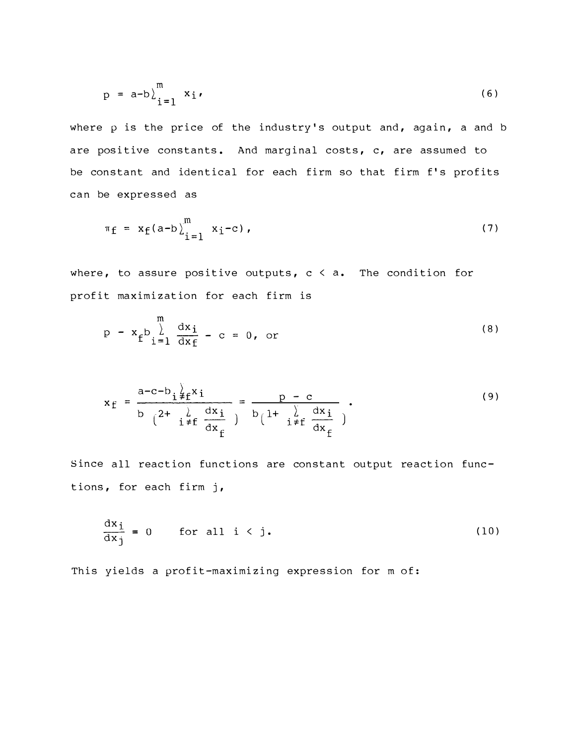$$p = a - b\sum_{i=1}^{m} x_i, \tag{6}$$

where p is the price of the industry's output and, again, a and b are positive constants. And marginal costs, c, are assumed to be constant and identical for each firm so that firm f's profits can be expressed as

$$\pi_f = x_f\left(a - b\sum_{i=1}^{m} x_i - c\right), \tag{7}$$

where, to assure positive outputs, $c < a$. The condition for profit maximization for each firm is

$$p - x_f b \sum_{i=1}^{m} \frac{dx_i}{dx_f} - c = 0, \text{ or} \tag{8}$$

$$x_f = \frac{a - c - b\sum_{i \neq f} x_i}{b\left(2 + \sum_{i \neq f} \frac{dx_i}{dx_f}\right)} = \frac{p - c}{b\left(1 + \sum_{i \neq f} \frac{dx_i}{dx_f}\right)}. \tag{9}$$

Since all reaction functions are constant output reaction functions, for each firm j,

$$\frac{dx_i}{dx_j} = 0 \qquad \text{for all } i < j. \tag{10}$$

This yields a profit-maximizing expression for m of: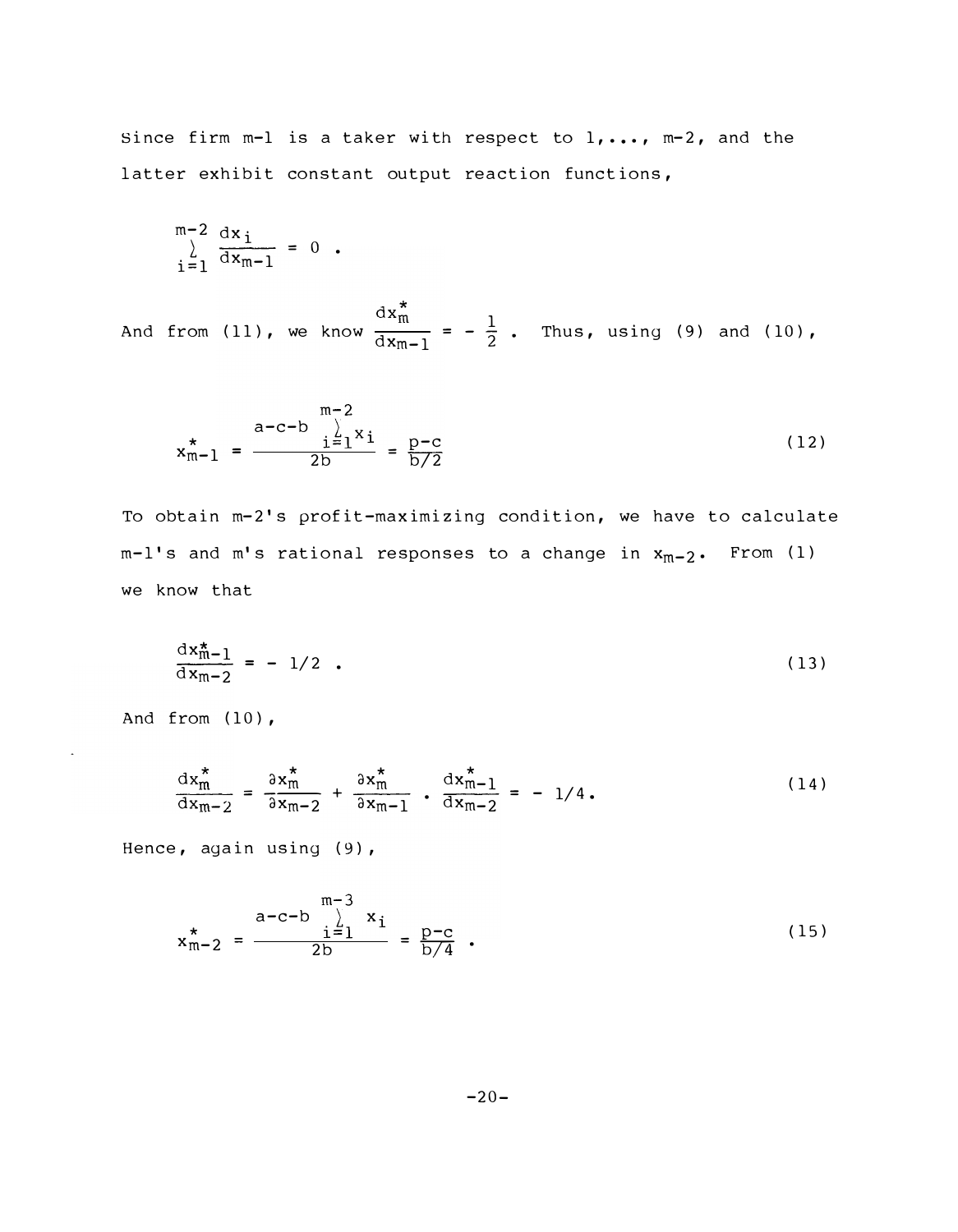Since firm m-1 is a taker with respect to $1, \ldots, m-2$, and the latter exhibit constant output reaction functions,

$$\sum_{i=1}^{m-2} \frac{dx_i}{dx_{m-1}} = 0 .$$

And from (11), we know $\frac{dx_m^*}{dx_{m-1}} = -\frac{1}{2}$ . Thus, using (9) and (10),

$$x_{m-1}^* = \frac{a-c-b \sum_{i=1}^{m-2} x_i}{2b} = \frac{p-c}{b/2} \tag{12}$$

To obtain m-2's profit-maximizing condition, we have to calculate m-1's and m's rational responses to a change in $x_{m-2}$. From (1) we know that

$$\frac{dx_{m-1}^*}{dx_{m-2}} = -1/2 . \tag{13}$$

And from (10),

$$\frac{dx_m^*}{dx_{m-2}} = \frac{\partial x_m^*}{\partial x_{m-2}} + \frac{\partial x_m^*}{\partial x_{m-1}} \cdot \frac{dx_{m-1}^*}{dx_{m-2}} = -1/4. \tag{14}$$

Hence, again using (9),

$$x_{m-2}^* = \frac{a-c-b \sum_{i=1}^{m-3} x_i}{2b} = \frac{p-c}{b/4} . \tag{15}$$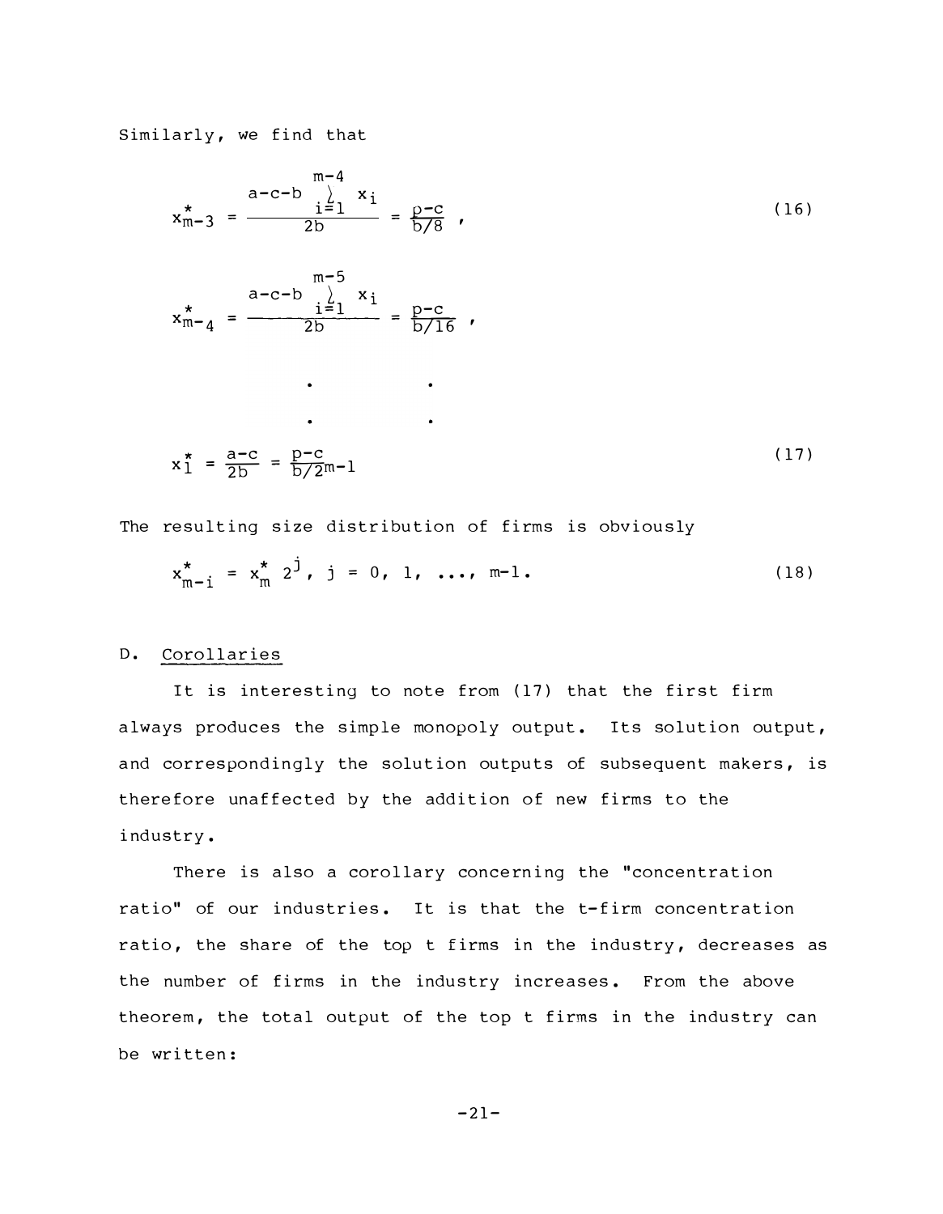Similarly, we find that

$$x^*_{m-3} = \frac{a-c-b \sum_{i=1}^{m-4} x_i}{2b} = \frac{p-c}{b/8} \, , \tag{16}$$

$$x^*_{m-4} = \frac{a-c-b \sum_{i=1}^{m-5} x_i}{2b} = \frac{p-c}{b/16} \, ,$$

$$\vdots \qquad \qquad \vdots$$

$$x^*_1 = \frac{a-c}{2b} = \frac{p-c}{b/2^{m-1}} \tag{17}$$

The resulting size distribution of firms is obviously

$$x^*_{m-i} = x^*_m \, 2^j, \; j = 0, 1, \ldots, m-1. \tag{18}$$

D. Corollaries

It is interesting to note from (17) that the first firm always produces the simple monopoly output. Its solution output, and correspondingly the solution outputs of subsequent makers, is therefore unaffected by the addition of new firms to the industry.

There is also a corollary concerning the "concentration ratio" of our industries. It is that the t-firm concentration ratio, the share of the top t firms in the industry, decreases as the number of firms in the industry increases. From the above theorem, the total output of the top t firms in the industry can be written: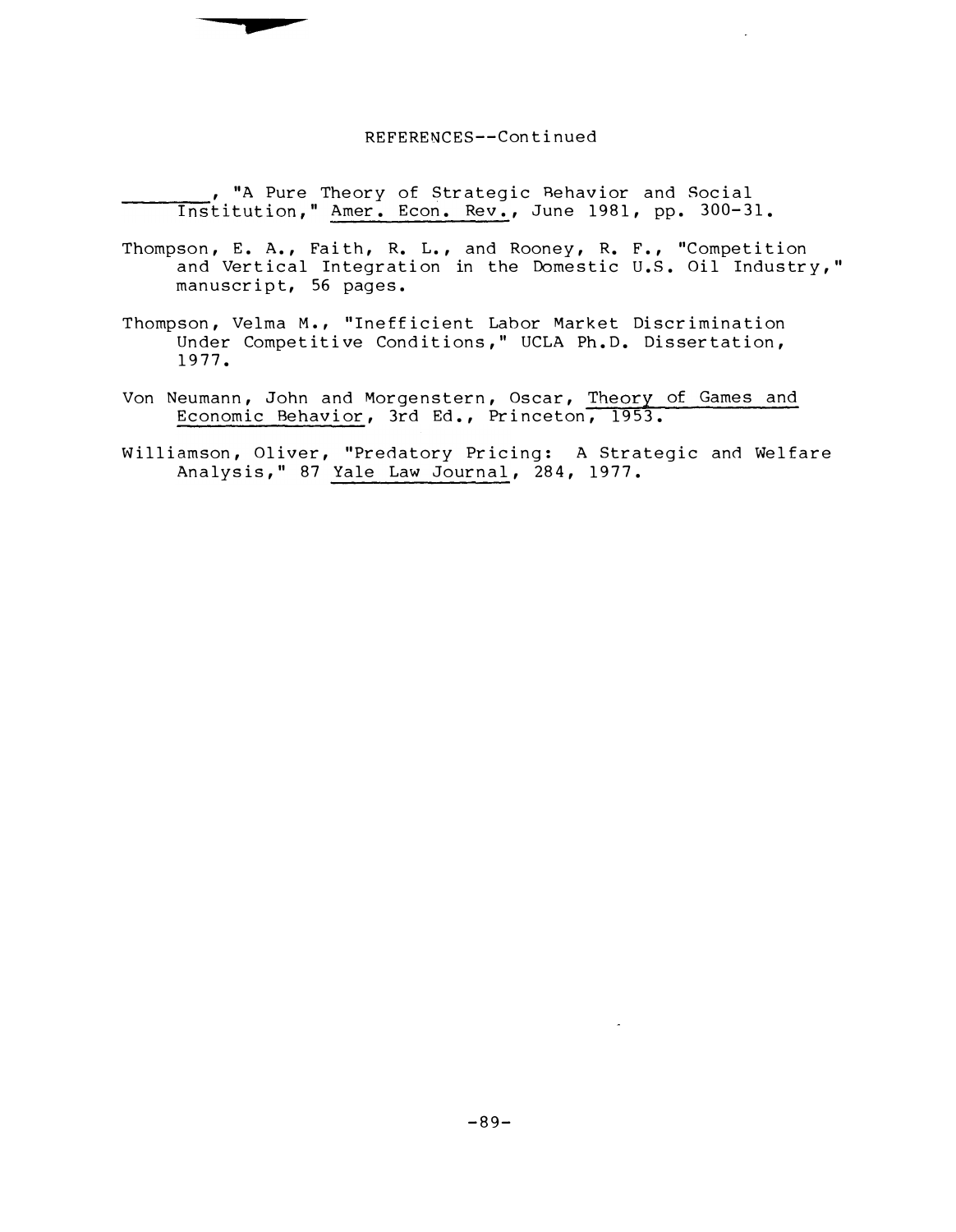REFERENCES--Continued

________, "A Pure Theory of Strategic Behavior and Social Institution," Amer. Econ. Rev., June 1981, pp. 300-31.

Thompson, E. A., Faith, R. L., and Rooney, R. F., "Competition and Vertical Integration in the Domestic U.S. Oil Industry," manuscript, 56 pages.

Thompson, Velma M., "Inefficient Labor Market Discrimination Under Competitive Conditions," UCLA Ph.D. Dissertation, 1977.

Von Neumann, John and Morgenstern, Oscar, Theory of Games and Economic Behavior, 3rd Ed., Princeton, 1953.

Williamson, Oliver, "Predatory Pricing: A Strategic and Welfare Analysis," 87 Yale Law Journal, 284, 1977.